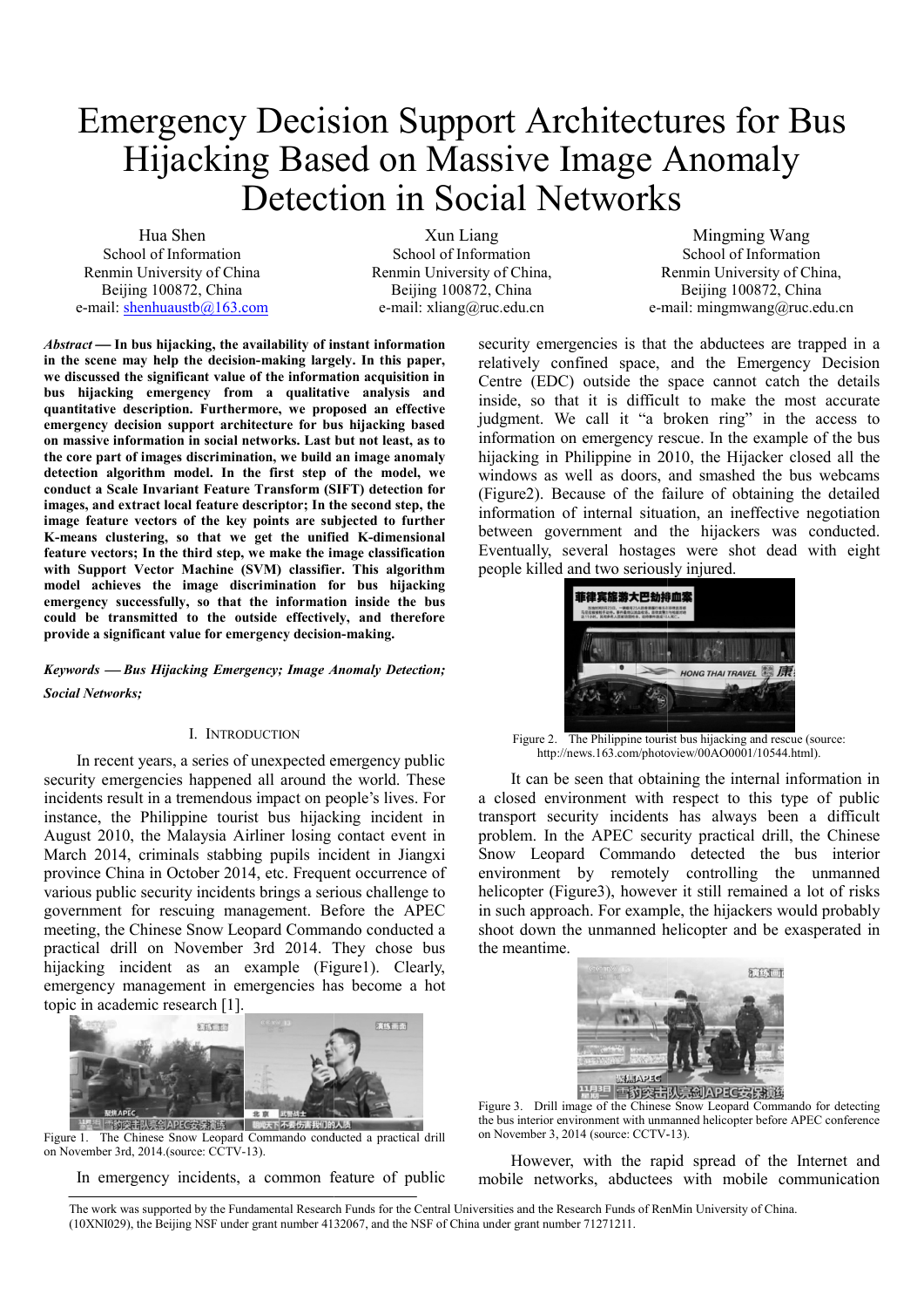# Emergency Decision Support Architectures for Bus Hijacking Based on Massive Image Anomaly Detection in Social Networks

Hua Shen
School of Information
Renmin University of China
Beijing 100872, China
e-mail: shenhuaustb@163.com

Xun Liang
School of Information
Renmin University of China,
Beijing 100872, China
e-mail: xliang@ruc.edu.cn

Mingming Wang
School of Information
Renmin University of China,
Beijing 100872, China
e-mail: mingmwang@ruc.edu.cn

***Abstract* — In bus hijacking, the availability of instant information in the scene may help the decision-making largely. In this paper, we discussed the significant value of the information acquisition in bus hijacking emergency from a qualitative analysis and quantitative description. Furthermore, we proposed an effective emergency decision support architecture for bus hijacking based on massive information in social networks. Last but not least, as to the core part of images discrimination, we build an image anomaly detection algorithm model. In the first step of the model, we conduct a Scale Invariant Feature Transform (SIFT) detection for images, and extract local feature descriptor; In the second step, the image feature vectors of the key points are subjected to further K-means clustering, so that we get the unified K-dimensional feature vectors; In the third step, we make the image classification with Support Vector Machine (SVM) classifier. This algorithm model achieves the image discrimination for bus hijacking emergency successfully, so that the information inside the bus could be transmitted to the outside effectively, and therefore provide a significant value for emergency decision-making.**

***Keywords* — *Bus Hijacking Emergency; Image Anomaly Detection; Social Networks;***

## I. Introduction

In recent years, a series of unexpected emergency public security emergencies happened all around the world. These incidents result in a tremendous impact on people's lives. For instance, the Philippine tourist bus hijacking incident in August 2010, the Malaysia Airliner losing contact event in March 2014, criminals stabbing pupils incident in Jiangxi province China in October 2014, etc. Frequent occurrence of various public security incidents brings a serious challenge to government for rescuing management. Before the APEC meeting, the Chinese Snow Leopard Commando conducted a practical drill on November 3rd 2014. They chose bus hijacking incident as an example (Figure1). Clearly, emergency management in emergencies has become a hot topic in academic research [1].

Figure 1. The Chinese Snow Leopard Commando conducted a practical drill on November 3rd, 2014.(source: CCTV-13).

In emergency incidents, a common feature of public security emergencies is that the abductees are trapped in a relatively confined space, and the Emergency Decision Centre (EDC) outside the space cannot catch the details inside, so that it is difficult to make the most accurate judgment. We call it "a broken ring" in the access to information on emergency rescue. In the example of the bus hijacking in Philippine in 2010, the Hijacker closed all the windows as well as doors, and smashed the bus webcams (Figure2). Because of the failure of obtaining the detailed information of internal situation, an ineffective negotiation between government and the hijackers was conducted. Eventually, several hostages were shot dead with eight people killed and two seriously injured.

Figure 2. The Philippine tourist bus hijacking and rescue (source: http://news.163.com/photoview/00AO0001/10544.html).

It can be seen that obtaining the internal information in a closed environment with respect to this type of public transport security incidents has always been a difficult problem. In the APEC security practical drill, the Chinese Snow Leopard Commando detected the bus interior environment by remotely controlling the unmanned helicopter (Figure3), however it still remained a lot of risks in such approach. For example, the hijackers would probably shoot down the unmanned helicopter and be exasperated in the meantime.

Figure 3. Drill image of the Chinese Snow Leopard Commando for detecting the bus interior environment with unmanned helicopter before APEC conference on November 3, 2014 (source: CCTV-13).

However, with the rapid spread of the Internet and mobile networks, abductees with mobile communication

The work was supported by the Fundamental Research Funds for the Central Universities and the Research Funds of RenMin University of China. (10XNI029), the Beijing NSF under grant number 4132067, and the NSF of China under grant number 71271211.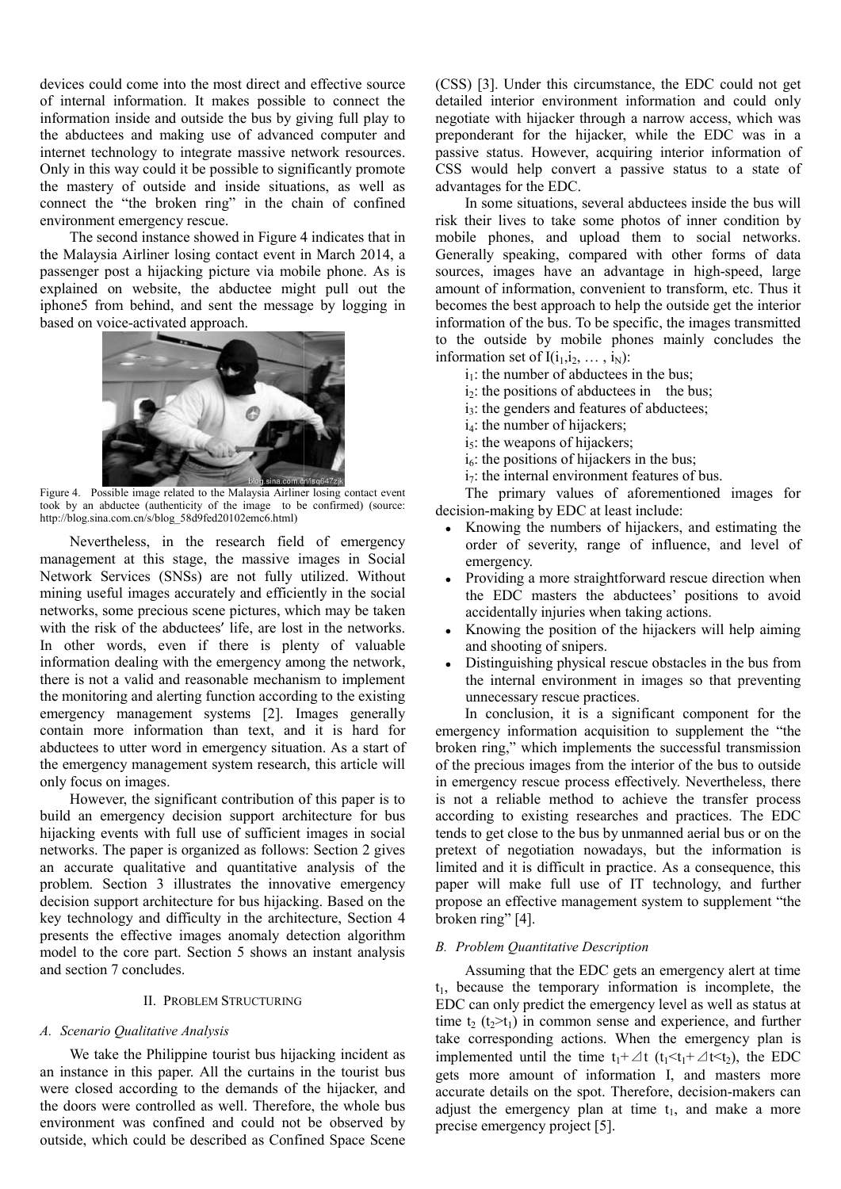devices could come into the most direct and effective source of internal information. It makes possible to connect the information inside and outside the bus by giving full play to the abductees and making use of advanced computer and internet technology to integrate massive network resources. Only in this way could it be possible to significantly promote the mastery of outside and inside situations, as well as connect the "the broken ring" in the chain of confined environment emergency rescue.

The second instance showed in Figure 4 indicates that in the Malaysia Airliner losing contact event in March 2014, a passenger post a hijacking picture via mobile phone. As is explained on website, the abductee might pull out the iphone5 from behind, and sent the message by logging in based on voice-activated approach.

Figure 4. Possible image related to the Malaysia Airliner losing contact event took by an abductee (authenticity of the image to be confirmed) (source: http://blog.sina.com.cn/s/blog_58d9fed20102emc6.html)

Nevertheless, in the research field of emergency management at this stage, the massive images in Social Network Services (SNSs) are not fully utilized. Without mining useful images accurately and efficiently in the social networks, some precious scene pictures, which may be taken with the risk of the abductees′ life, are lost in the networks. In other words, even if there is plenty of valuable information dealing with the emergency among the network, there is not a valid and reasonable mechanism to implement the monitoring and alerting function according to the existing emergency management systems [2]. Images generally contain more information than text, and it is hard for abductees to utter word in emergency situation. As a start of the emergency management system research, this article will only focus on images.

However, the significant contribution of this paper is to build an emergency decision support architecture for bus hijacking events with full use of sufficient images in social networks. The paper is organized as follows: Section 2 gives an accurate qualitative and quantitative analysis of the problem. Section 3 illustrates the innovative emergency decision support architecture for bus hijacking. Based on the key technology and difficulty in the architecture, Section 4 presents the effective images anomaly detection algorithm model to the core part. Section 5 shows an instant analysis and section 7 concludes.

## II. Problem Structuring

### *A. Scenario Qualitative Analysis*

We take the Philippine tourist bus hijacking incident as an instance in this paper. All the curtains in the tourist bus were closed according to the demands of the hijacker, and the doors were controlled as well. Therefore, the whole bus environment was confined and could not be observed by outside, which could be described as Confined Space Scene (CSS) [3]. Under this circumstance, the EDC could not get detailed interior environment information and could only negotiate with hijacker through a narrow access, which was preponderant for the hijacker, while the EDC was in a passive status. However, acquiring interior information of CSS would help convert a passive status to a state of advantages for the EDC.

In some situations, several abductees inside the bus will risk their lives to take some photos of inner condition by mobile phones, and upload them to social networks. Generally speaking, compared with other forms of data sources, images have an advantage in high-speed, large amount of information, convenient to transform, etc. Thus it becomes the best approach to help the outside get the interior information of the bus. To be specific, the images transmitted to the outside by mobile phones mainly concludes the information set of $I(i_1, i_2, \ldots, i_N)$:

$i_1$: the number of abductees in the bus;

$i_2$: the positions of abductees in the bus;

$i_3$: the genders and features of abductees;

$i_4$: the number of hijackers;

$i_5$: the weapons of hijackers;

$i_6$: the positions of hijackers in the bus;

$i_7$: the internal environment features of bus.

The primary values of aforementioned images for decision-making by EDC at least include:

- Knowing the numbers of hijackers, and estimating the order of severity, range of influence, and level of emergency.
- Providing a more straightforward rescue direction when the EDC masters the abductees' positions to avoid accidentally injuries when taking actions.
- Knowing the position of the hijackers will help aiming and shooting of snipers.
- Distinguishing physical rescue obstacles in the bus from the internal environment in images so that preventing unnecessary rescue practices.

In conclusion, it is a significant component for the emergency information acquisition to supplement the "the broken ring," which implements the successful transmission of the precious images from the interior of the bus to outside in emergency rescue process effectively. Nevertheless, there is not a reliable method to achieve the transfer process according to existing researches and practices. The EDC tends to get close to the bus by unmanned aerial bus or on the pretext of negotiation nowadays, but the information is limited and it is difficult in practice. As a consequence, this paper will make full use of IT technology, and further propose an effective management system to supplement "the broken ring" [4].

### *B. Problem Quantitative Description*

Assuming that the EDC gets an emergency alert at time $t_1$, because the temporary information is incomplete, the EDC can only predict the emergency level as well as status at time $t_2$ ($t_2 > t_1$) in common sense and experience, and further take corresponding actions. When the emergency plan is implemented until the time $t_1 + \Delta t$ ($t_1 < t_1 + \Delta t < t_2$), the EDC gets more amount of information I, and masters more accurate details on the spot. Therefore, decision-makers can adjust the emergency plan at time $t_1$, and make a more precise emergency project [5].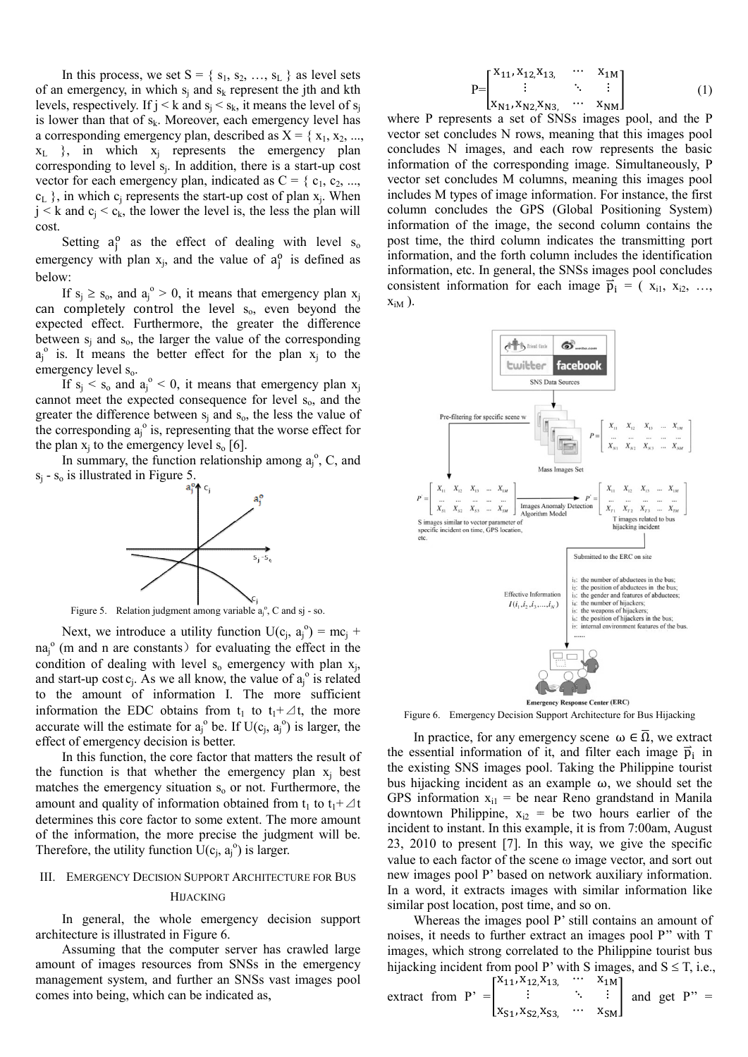In this process, we set $S = \{ s_1, s_2, \ldots, s_L \}$ as level sets of an emergency, in which $s_j$ and $s_k$ represent the jth and kth levels, respectively. If $j < k$ and $s_j < s_k$, it means the level of $s_j$ is lower than that of $s_k$. Moreover, each emergency level has a corresponding emergency plan, described as $X = \{ x_1, x_2, \ldots, x_L \}$, in which $x_j$ represents the emergency plan corresponding to level $s_j$. In addition, there is a start-up cost vector for each emergency plan, indicated as $C = \{ c_1, c_2, \ldots, c_L \}$, in which $c_j$ represents the start-up cost of plan $x_j$. When $j < k$ and $c_j < c_k$, the lower the level is, the less the plan will cost.

Setting $a_j^o$ as the effect of dealing with level $s_o$ emergency with plan $x_j$, and the value of $a_j^o$ is defined as below:

If $s_j \geq s_o$, and $a_j^o > 0$, it means that emergency plan $x_j$ can completely control the level $s_o$, even beyond the expected effect. Furthermore, the greater the difference between $s_j$ and $s_o$, the larger the value of the corresponding $a_j^o$ is. It means the better effect for the plan $x_j$ to the emergency level $s_o$.

If $s_j < s_o$ and $a_j^o < 0$, it means that emergency plan $x_j$ cannot meet the expected consequence for level $s_o$, and the greater the difference between $s_j$ and $s_o$, the less the value of the corresponding $a_j^o$ is, representing that the worse effect for the plan $x_j$ to the emergency level $s_o$ [6].

In summary, the function relationship among $a_j^o$, C, and $s_j$ - $s_o$ is illustrated in Figure 5.

Figure 5. Relation judgment among variable $a_j^o$, C and sj - so.

Next, we introduce a utility function $U(c_j, a_j^o) = mc_j + na_j^o$ (m and n are constants) for evaluating the effect in the condition of dealing with level $s_o$ emergency with plan $x_j$, and start-up cost $c_j$. As we all know, the value of $a_j^o$ is related to the amount of information I. The more sufficient information the EDC obtains from $t_1$ to $t_1+\Delta t$, the more accurate will the estimate for $a_j^o$ be. If $U(c_j, a_j^o)$ is larger, the effect of emergency decision is better.

In this function, the core factor that matters the result of the function is that whether the emergency plan $x_j$ best matches the emergency situation $s_o$ or not. Furthermore, the amount and quality of information obtained from $t_1$ to $t_1+\Delta t$ determines this core factor to some extent. The more amount of the information, the more precise the judgment will be. Therefore, the utility function $U(c_j, a_j^o)$ is larger.

## III. Emergency Decision Support Architecture for Bus Hijacking

In general, the whole emergency decision support architecture is illustrated in Figure 6.

Assuming that the computer server has crawled large amount of images resources from SNSs in the emergency management system, and further an SNSs vast images pool comes into being, which can be indicated as,

$$P=\begin{bmatrix} x_{11}, x_{12}, x_{13}, & \cdots & x_{1M} \\ \vdots & \ddots & \vdots \\ x_{N1}, x_{N2}, x_{N3}, & \cdots & x_{NM} \end{bmatrix} \tag{1}$$

where P represents a set of SNSs images pool, and the P vector set concludes N rows, meaning that this images pool concludes N images, and each row represents the basic information of the corresponding image. Simultaneously, P vector set concludes M columns, meaning this images pool includes M types of image information. For instance, the first column concludes the GPS (Global Positioning System) information of the image, the second column contains the post time, the third column indicates the transmitting port information, and the forth column includes the identification information, etc. In general, the SNSs images pool concludes consistent information for each image $\overline{p}_i = ( x_{i1}, x_{i2}, \ldots, x_{iM} )$.

Figure 6. Emergency Decision Support Architecture for Bus Hijacking

In practice, for any emergency scene $\omega \in \overline{\Omega}$, we extract the essential information of it, and filter each image $\overline{p}_i$ in the existing SNS images pool. Taking the Philippine tourist bus hijacking incident as an example ω, we should set the GPS information $x_{i1}$ = be near Reno grandstand in Manila downtown Philippine, $x_{i2}$ = be two hours earlier of the incident to instant. In this example, it is from 7:00am, August 23, 2010 to present [7]. In this way, we give the specific value to each factor of the scene ω image vector, and sort out new images pool P' based on network auxiliary information. In a word, it extracts images with similar information like similar post location, post time, and so on.

Whereas the images pool P' still contains an amount of noises, it needs to further extract an images pool P'' with T images, which strong correlated to the Philippine tourist bus hijacking incident from pool P' with S images, and $S \leq T$, i.e., extract from $P' = \begin{bmatrix} x_{11}, x_{12}, x_{13}, & \cdots & x_{1M} \\ \vdots & \ddots & \vdots \\ x_{S1}, x_{S2}, x_{S3}, & \cdots & x_{SM} \end{bmatrix}$ and get P'' =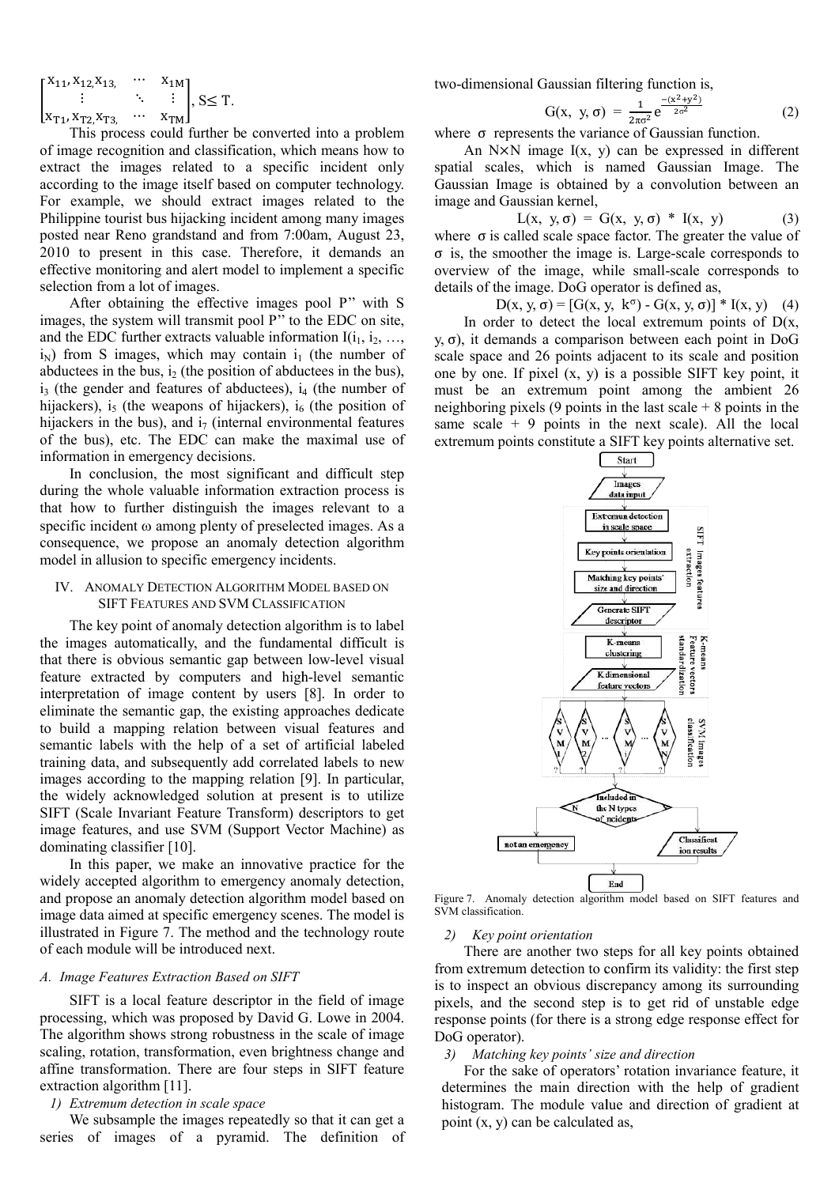$$\begin{bmatrix} x_{11}, x_{12}, x_{13,} & \cdots & x_{1M} \\ \vdots & \ddots & \vdots \\ x_{T1}, x_{T2}, x_{T3,} & \cdots & x_{TM} \end{bmatrix}, S \leq T.$$

This process could further be converted into a problem of image recognition and classification, which means how to extract the images related to a specific incident only according to the image itself based on computer technology. For example, we should extract images related to the Philippine tourist bus hijacking incident among many images posted near Reno grandstand and from 7:00am, August 23, 2010 to present in this case. Therefore, it demands an effective monitoring and alert model to implement a specific selection from a lot of images.

After obtaining the effective images pool P'' with S images, the system will transmit pool P'' to the EDC on site, and the EDC further extracts valuable information $I(i_1, i_2, \ldots, i_N)$ from S images, which may contain $i_1$ (the number of abductees in the bus), $i_2$ (the position of abductees in the bus), $i_3$ (the gender and features of abductees), $i_4$ (the number of hijackers), $i_5$ (the weapons of hijackers), $i_6$ (the position of hijackers in the bus), and $i_7$ (internal environmental features of the bus), etc. The EDC can make the maximal use of information in emergency decisions.

In conclusion, the most significant and difficult step during the whole valuable information extraction process is that how to further distinguish the images relevant to a specific incident ω among plenty of preselected images. As a consequence, we propose an anomaly detection algorithm model in allusion to specific emergency incidents.

## IV. Anomaly Detection Algorithm Model Based on SIFT Features and SVM Classification

The key point of anomaly detection algorithm is to label the images automatically, and the fundamental difficult is that there is obvious semantic gap between low-level visual feature extracted by computers and high-level semantic interpretation of image content by users [8]. In order to eliminate the semantic gap, the existing approaches dedicate to build a mapping relation between visual features and semantic labels with the help of a set of artificial labeled training data, and subsequently add correlated labels to new images according to the mapping relation [9]. In particular, the widely acknowledged solution at present is to utilize SIFT (Scale Invariant Feature Transform) descriptors to get image features, and use SVM (Support Vector Machine) as dominating classifier [10].

In this paper, we make an innovative practice for the widely accepted algorithm to emergency anomaly detection, and propose an anomaly detection algorithm model based on image data aimed at specific emergency scenes. The model is illustrated in Figure 7. The method and the technology route of each module will be introduced next.

### A. Image Features Extraction Based on SIFT

SIFT is a local feature descriptor in the field of image processing, which was proposed by David G. Lowe in 2004. The algorithm shows strong robustness in the scale of image scaling, rotation, transformation, even brightness change and affine transformation. There are four steps in SIFT feature extraction algorithm [11].

*1) Extremum detection in scale space*

We subsample the images repeatedly so that it can get a series of images of a pyramid. The definition of two-dimensional Gaussian filtering function is,

$$G(x, y, \sigma) = \frac{1}{2\pi\sigma^2} e^{\frac{-(x^2+y^2)}{2\sigma^2}} \quad (2)$$

where σ represents the variance of Gaussian function.

An N×N image I(x, y) can be expressed in different spatial scales, which is named Gaussian Image. The Gaussian Image is obtained by a convolution between an image and Gaussian kernel,

$$L(x, y, \sigma) = G(x, y, \sigma) * I(x, y) \quad (3)$$

where σ is called scale space factor. The greater the value of σ is, the smoother the image is. Large-scale corresponds to overview of the image, while small-scale corresponds to details of the image. DoG operator is defined as,

$$D(x, y, \sigma) = [G(x, y, k^{\sigma}) - G(x, y, \sigma)] * I(x, y) \quad (4)$$

In order to detect the local extremum points of D(x, y, σ), it demands a comparison between each point in DoG scale space and 26 points adjacent to its scale and position one by one. If pixel (x, y) is a possible SIFT key point, it must be an extremum point among the ambient 26 neighboring pixels (9 points in the last scale + 8 points in the same scale + 9 points in the next scale). All the local extremum points constitute a SIFT key points alternative set.

Figure 7. Anomaly detection algorithm model based on SIFT features and SVM classification.

*2) Key point orientation*

There are another two steps for all key points obtained from extremum detection to confirm its validity: the first step is to inspect an obvious discrepancy among its surrounding pixels, and the second step is to get rid of unstable edge response points (for there is a strong edge response effect for DoG operator).

*3) Matching key points' size and direction*

For the sake of operators' rotation invariance feature, it determines the main direction with the help of gradient histogram. The module value and direction of gradient at point (x, y) can be calculated as,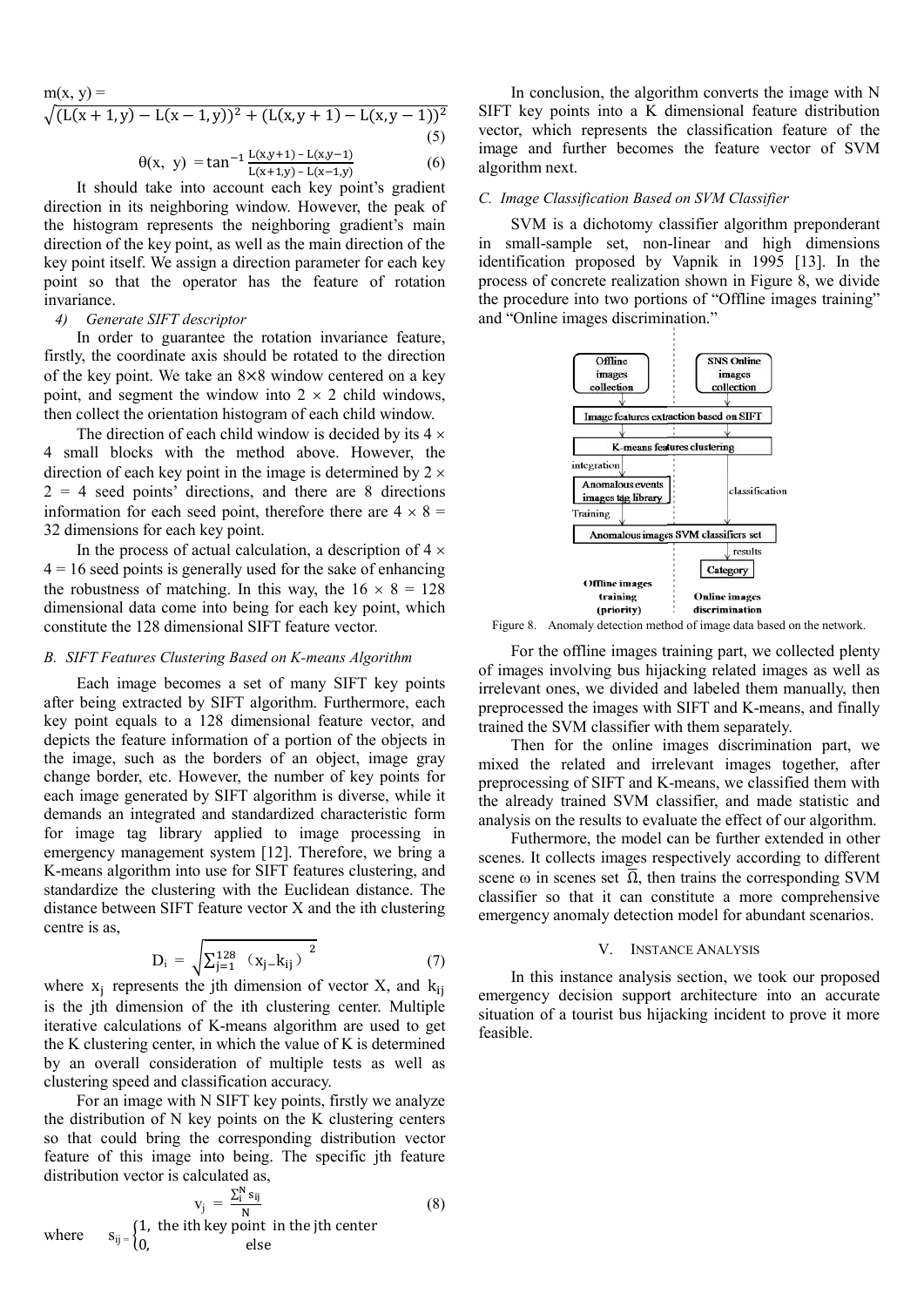$$m(x, y) = \sqrt{(L(x+1,y) - L(x-1,y))^2 + (L(x,y+1) - L(x,y-1))^2} \tag{5}$$

$$\theta(x, y) = \tan^{-1}\frac{L(x,y+1) - L(x,y-1)}{L(x+1,y) - L(x-1,y)} \tag{6}$$

It should take into account each key point's gradient direction in its neighboring window. However, the peak of the histogram represents the neighboring gradient's main direction of the key point, as well as the main direction of the key point itself. We assign a direction parameter for each key point so that the operator has the feature of rotation invariance.

#### 4) Generate SIFT descriptor

In order to guarantee the rotation invariance feature, firstly, the coordinate axis should be rotated to the direction of the key point. We take an 8×8 window centered on a key point, and segment the window into 2 × 2 child windows, then collect the orientation histogram of each child window.

The direction of each child window is decided by its 4 × 4 small blocks with the method above. However, the direction of each key point in the image is determined by 2 × 2 = 4 seed points' directions, and there are 8 directions information for each seed point, therefore there are 4 × 8 = 32 dimensions for each key point.

In the process of actual calculation, a description of 4 × 4 = 16 seed points is generally used for the sake of enhancing the robustness of matching. In this way, the 16 × 8 = 128 dimensional data come into being for each key point, which constitute the 128 dimensional SIFT feature vector.

### B. SIFT Features Clustering Based on K-means Algorithm

Each image becomes a set of many SIFT key points after being extracted by SIFT algorithm. Furthermore, each key point equals to a 128 dimensional feature vector, and depicts the feature information of a portion of the objects in the image, such as the borders of an object, image gray change border, etc. However, the number of key points for each image generated by SIFT algorithm is diverse, while it demands an integrated and standardized characteristic form for image tag library applied to image processing in emergency management system [12]. Therefore, we bring a K-means algorithm into use for SIFT features clustering, and standardize the clustering with the Euclidean distance. The distance between SIFT feature vector X and the ith clustering centre is as,

$$D_i = \sqrt{\sum_{j=1}^{128} (x_j - k_{ij})^2} \tag{7}$$

where $x_j$ represents the jth dimension of vector X, and $k_{ij}$ is the jth dimension of the ith clustering center. Multiple iterative calculations of K-means algorithm are used to get the K clustering center, in which the value of K is determined by an overall consideration of multiple tests as well as clustering speed and classification accuracy.

For an image with N SIFT key points, firstly we analyze the distribution of N key points on the K clustering centers so that could bring the corresponding distribution vector feature of this image into being. The specific jth feature distribution vector is calculated as,

$$v_j = \frac{\sum_i^N s_{ij}}{N} \tag{8}$$

where $s_{ij} = \begin{cases} 1, & \text{the ith key point in the jth center} \\ 0, & \text{else} \end{cases}$

In conclusion, the algorithm converts the image with N SIFT key points into a K dimensional feature distribution vector, which represents the classification feature of the image and further becomes the feature vector of SVM algorithm next.

### C. Image Classification Based on SVM Classifier

SVM is a dichotomy classifier algorithm preponderant in small-sample set, non-linear and high dimensions identification proposed by Vapnik in 1995 [13]. In the process of concrete realization shown in Figure 8, we divide the procedure into two portions of "Offline images training" and "Online images discrimination."

Figure 8. Anomaly detection method of image data based on the network.

For the offline images training part, we collected plenty of images involving bus hijacking related images as well as irrelevant ones, we divided and labeled them manually, then preprocessed the images with SIFT and K-means, and finally trained the SVM classifier with them separately.

Then for the online images discrimination part, we mixed the related and irrelevant images together, after preprocessing of SIFT and K-means, we classified them with the already trained SVM classifier, and made statistic and analysis on the results to evaluate the effect of our algorithm.

Futhermore, the model can be further extended in other scenes. It collects images respectively according to different scene ω in scenes set Ω, then trains the corresponding SVM classifier so that it can constitute a more comprehensive emergency anomaly detection model for abundant scenarios.

## V. Instance Analysis

In this instance analysis section, we took our proposed emergency decision support architecture into an accurate situation of a tourist bus hijacking incident to prove it more feasible.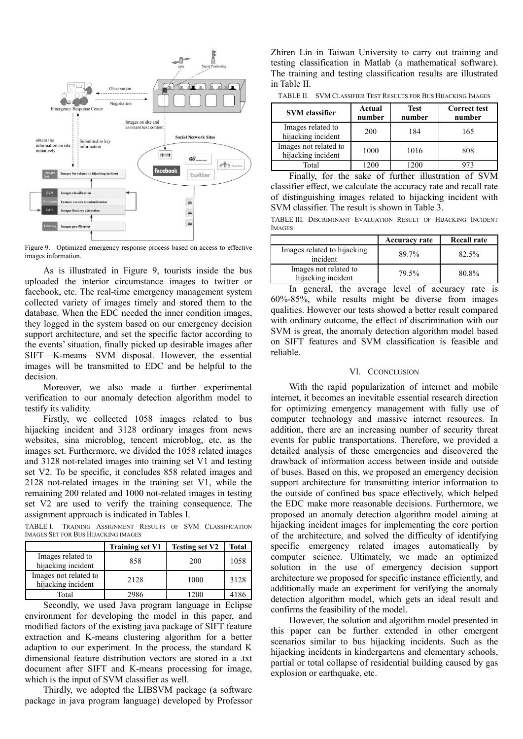Figure 9. Optimized emergency response process based on access to effective images information.

As is illustrated in Figure 9, tourists inside the bus uploaded the interior circumstance images to twitter or facebook, etc. The real-time emergency management system collected variety of images timely and stored them to the database. When the EDC needed the inner condition images, they logged in the system based on our emergency decision support architecture, and set the specific factor according to the events' situation, finally picked up desirable images after SIFT—K-means—SVM disposal. However, the essential images will be transmitted to EDC and be helpful to the decision.

Moreover, we also made a further experimental verification to our anomaly detection algorithm model to testify its validity.

Firstly, we collected 1058 images related to bus hijacking incident and 3128 ordinary images from news websites, sina microblog, tencent microblog, etc. as the images set. Furthermore, we divided the 1058 related images and 3128 not-related images into training set V1 and testing set V2. To be specific, it concludes 858 related images and 2128 not-related images in the training set V1, while the remaining 200 related and 1000 not-related images in testing set V2 are used to verify the training consequence. The assignment approach is indicated in Tables I.

TABLE I. TRAINING ASSIGNMENT RESULTS OF SVM CLASSIFICATION IMAGES SET FOR BUS HIJACKING IMAGES

| | Training set V1 | Testing set V2 | Total |
|---|---|---|---|
| Images related to hijacking incident | 858 | 200 | 1058 |
| Images not related to hijacking incident | 2128 | 1000 | 3128 |
| Total | 2986 | 1200 | 4186 |

Secondly, we used Java program language in Eclipse environment for developing the model in this paper, and modified factors of the existing java package of SIFT feature extraction and K-means clustering algorithm for a better adaption to our experiment. In the process, the standard K dimensional feature distribution vectors are stored in a .txt document after SIFT and K-means processing for image, which is the input of SVM classifier as well.

Thirdly, we adopted the LIBSVM package (a software package in java program language) developed by Professor Zhiren Lin in Taiwan University to carry out training and testing classification in Matlab (a mathematical software). The training and testing classification results are illustrated in Table II.

TABLE II. SVM CLASSIFIER TEST RESULTS FOR BUS HIJACKING IMAGES

| SVM classifier | Actual number | Test number | Correct test number |
|---|---|---|---|
| Images related to hijacking incident | 200 | 184 | 165 |
| Images not related to hijacking incident | 1000 | 1016 | 808 |
| Total | 1200 | 1200 | 973 |

Finally, for the sake of further illustration of SVM classifier effect, we calculate the accuracy rate and recall rate of distinguishing images related to hijacking incident with SVM classifier. The result is shown in Table 3.

TABLE III. DISCRIMINANT EVALUATION RESULT OF HIJACKING INCIDENT IMAGES

| | Accuracy rate | Recall rate |
|---|---|---|
| Images related to hijacking incident | 89.7% | 82.5% |
| Images not related to hijacking incident | 79.5% | 80.8% |

In general, the average level of accuracy rate is 60%-85%, while results might be diverse from images qualities. However our tests showed a better result compared with ordinary outcome, the effect of discrimination with our SVM is great, the anomaly detection algorithm model based on SIFT features and SVM classification is feasible and reliable.

## VI. CCONCLUSION

With the rapid popularization of internet and mobile internet, it becomes an inevitable essential research direction for optimizing emergency management with fully use of computer technology and massive internet resources. In addition, there are an increasing number of security threat events for public transportations. Therefore, we provided a detailed analysis of these emergencies and discovered the drawback of information access between inside and outside of buses. Based on this, we proposed an emergency decision support architecture for transmitting interior information to the outside of confined bus space effectively, which helped the EDC make more reasonable decisions. Furthermore, we proposed an anomaly detection algorithm model aiming at hijacking incident images for implementing the core portion of the architecture, and solved the difficulty of identifying specific emergency related images automatically by computer science. Ultimately, we made an optimized solution in the use of emergency decision support architecture we proposed for specific instance efficiently, and additionally made an experiment for verifying the anomaly detection algorithm model, which gets an ideal result and confirms the feasibility of the model.

However, the solution and algorithm model presented in this paper can be further extended in other emergent scenarios similar to bus hijacking incidents. Such as the hijacking incidents in kindergartens and elementary schools, partial or total collapse of residential building caused by gas explosion or earthquake, etc.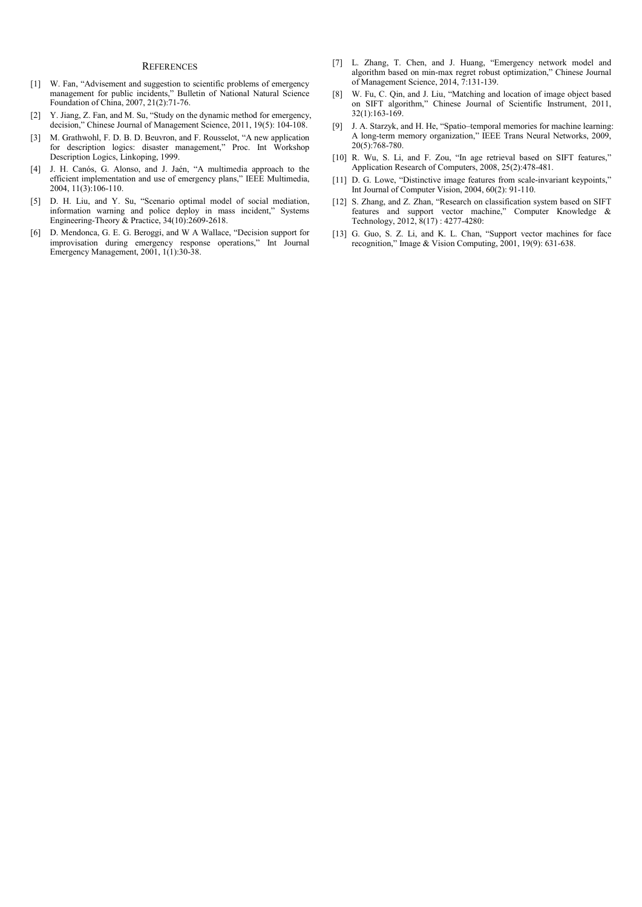## REFERENCES

[1] W. Fan, “Advisement and suggestion to scientific problems of emergency management for public incidents,” Bulletin of National Natural Science Foundation of China, 2007, 21(2):71-76.

[2] Y. Jiang, Z. Fan, and M. Su, “Study on the dynamic method for emergency, decision,” Chinese Journal of Management Science, 2011, 19(5): 104-108.

[3] M. Grathwohl, F. D. B. D. Beuvron, and F. Rousselot, “A new application for description logics: disaster management,” Proc. Int Workshop Description Logics, Linkoping, 1999.

[4] J. H. Canós, G. Alonso, and J. Jaén, “A multimedia approach to the efficient implementation and use of emergency plans,” IEEE Multimedia, 2004, 11(3):106-110.

[5] D. H. Liu, and Y. Su, “Scenario optimal model of social mediation, information warning and police deploy in mass incident,” Systems Engineering-Theory & Practice, 34(10):2609-2618.

[6] D. Mendonca, G. E. G. Beroggi, and W A Wallace, “Decision support for improvisation during emergency response operations,” Int Journal Emergency Management, 2001, 1(1):30-38.

[7] L. Zhang, T. Chen, and J. Huang, “Emergency network model and algorithm based on min-max regret robust optimization,” Chinese Journal of Management Science, 2014, 7:131-139.

[8] W. Fu, C. Qin, and J. Liu, “Matching and location of image object based on SIFT algorithm,” Chinese Journal of Scientific Instrument, 2011, 32(1):163-169.

[9] J. A. Starzyk, and H. He, “Spatio–temporal memories for machine learning: A long-term memory organization,” IEEE Trans Neural Networks, 2009, 20(5):768-780.

[10] R. Wu, S. Li, and F. Zou, “In age retrieval based on SIFT features,” Application Research of Computers, 2008, 25(2):478-481.

[11] D. G. Lowe, “Distinctive image features from scale-invariant keypoints,” Int Journal of Computer Vision, 2004, 60(2): 91-110.

[12] S. Zhang, and Z. Zhan, “Research on classification system based on SIFT features and support vector machine,” Computer Knowledge & Technology, 2012, 8(17) : 4277-4280:

[13] G. Guo, S. Z. Li, and K. L. Chan, “Support vector machines for face recognition,” Image & Vision Computing, 2001, 19(9): 631-638.